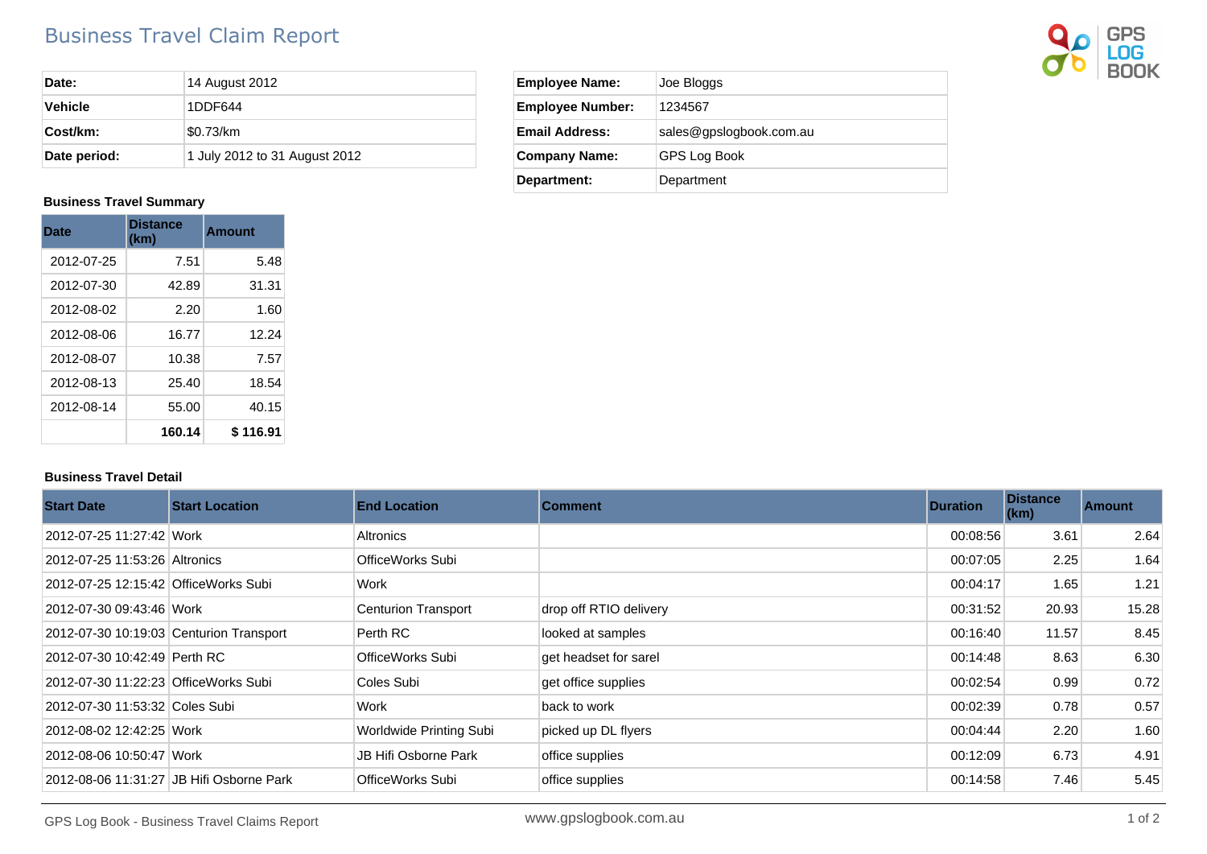# Business Travel Claim Report

| | |
|---|---|
| **Date:** | 14 August 2012 |
| **Vehicle** | 1DDF644 |
| **Cost/km:** | $0.73/km |
| **Date period:** | 1 July 2012 to 31 August 2012 |

| | |
|---|---|
| **Employee Name:** | Joe Bloggs |
| **Employee Number:** | 1234567 |
| **Email Address:** | sales@gpslogbook.com.au |
| **Company Name:** | GPS Log Book |
| **Department:** | Department |

### Business Travel Summary

| Date | Distance (km) | Amount |
|---|---|---|
| 2012-07-25 | 7.51 | 5.48 |
| 2012-07-30 | 42.89 | 31.31 |
| 2012-08-02 | 2.20 | 1.60 |
| 2012-08-06 | 16.77 | 12.24 |
| 2012-08-07 | 10.38 | 7.57 |
| 2012-08-13 | 25.40 | 18.54 |
| 2012-08-14 | 55.00 | 40.15 |
| | **160.14** | **$ 116.91** |

### Business Travel Detail

| Start Date | Start Location | End Location | Comment | Duration | Distance (km) | Amount |
|---|---|---|---|---|---|---|
| 2012-07-25 11:27:42 | Work | Altronics | | 00:08:56 | 3.61 | 2.64 |
| 2012-07-25 11:53:26 | Altronics | OfficeWorks Subi | | 00:07:05 | 2.25 | 1.64 |
| 2012-07-25 12:15:42 | OfficeWorks Subi | Work | | 00:04:17 | 1.65 | 1.21 |
| 2012-07-30 09:43:46 | Work | Centurion Transport | drop off RTIO delivery | 00:31:52 | 20.93 | 15.28 |
| 2012-07-30 10:19:03 | Centurion Transport | Perth RC | looked at samples | 00:16:40 | 11.57 | 8.45 |
| 2012-07-30 10:42:49 | Perth RC | OfficeWorks Subi | get headset for sarel | 00:14:48 | 8.63 | 6.30 |
| 2012-07-30 11:22:23 | OfficeWorks Subi | Coles Subi | get office supplies | 00:02:54 | 0.99 | 0.72 |
| 2012-07-30 11:53:32 | Coles Subi | Work | back to work | 00:02:39 | 0.78 | 0.57 |
| 2012-08-02 12:42:25 | Work | Worldwide Printing Subi | picked up DL flyers | 00:04:44 | 2.20 | 1.60 |
| 2012-08-06 10:50:47 | Work | JB Hifi Osborne Park | office supplies | 00:12:09 | 6.73 | 4.91 |
| 2012-08-06 11:31:27 | JB Hifi Osborne Park | OfficeWorks Subi | office supplies | 00:14:58 | 7.46 | 5.45 |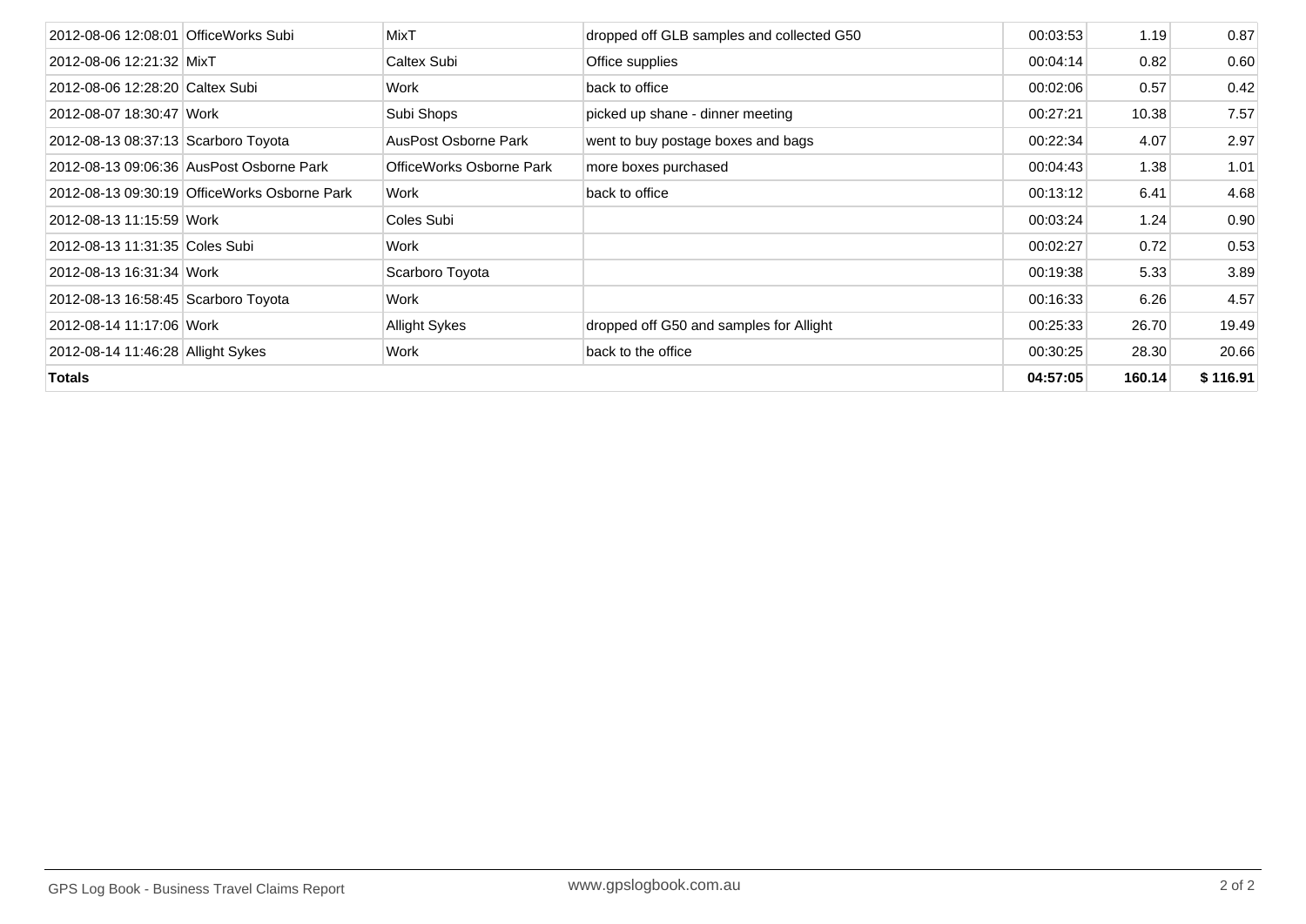| | | | | | | |
|---|---|---|---|---|---|---|
| 2012-08-06 12:08:01 | OfficeWorks Subi | MixT | dropped off GLB samples and collected G50 | 00:03:53 | 1.19 | 0.87 |
| 2012-08-06 12:21:32 | MixT | Caltex Subi | Office supplies | 00:04:14 | 0.82 | 0.60 |
| 2012-08-06 12:28:20 | Caltex Subi | Work | back to office | 00:02:06 | 0.57 | 0.42 |
| 2012-08-07 18:30:47 | Work | Subi Shops | picked up shane - dinner meeting | 00:27:21 | 10.38 | 7.57 |
| 2012-08-13 08:37:13 | Scarboro Toyota | AusPost Osborne Park | went to buy postage boxes and bags | 00:22:34 | 4.07 | 2.97 |
| 2012-08-13 09:06:36 | AusPost Osborne Park | OfficeWorks Osborne Park | more boxes purchased | 00:04:43 | 1.38 | 1.01 |
| 2012-08-13 09:30:19 | OfficeWorks Osborne Park | Work | back to office | 00:13:12 | 6.41 | 4.68 |
| 2012-08-13 11:15:59 | Work | Coles Subi | | 00:03:24 | 1.24 | 0.90 |
| 2012-08-13 11:31:35 | Coles Subi | Work | | 00:02:27 | 0.72 | 0.53 |
| 2012-08-13 16:31:34 | Work | Scarboro Toyota | | 00:19:38 | 5.33 | 3.89 |
| 2012-08-13 16:58:45 | Scarboro Toyota | Work | | 00:16:33 | 6.26 | 4.57 |
| 2012-08-14 11:17:06 | Work | Allight Sykes | dropped off G50 and samples for Allight | 00:25:33 | 26.70 | 19.49 |
| 2012-08-14 11:46:28 | Allight Sykes | Work | back to the office | 00:30:25 | 28.30 | 20.66 |
| **Totals** | | | | **04:57:05** | **160.14** | **$ 116.91** |